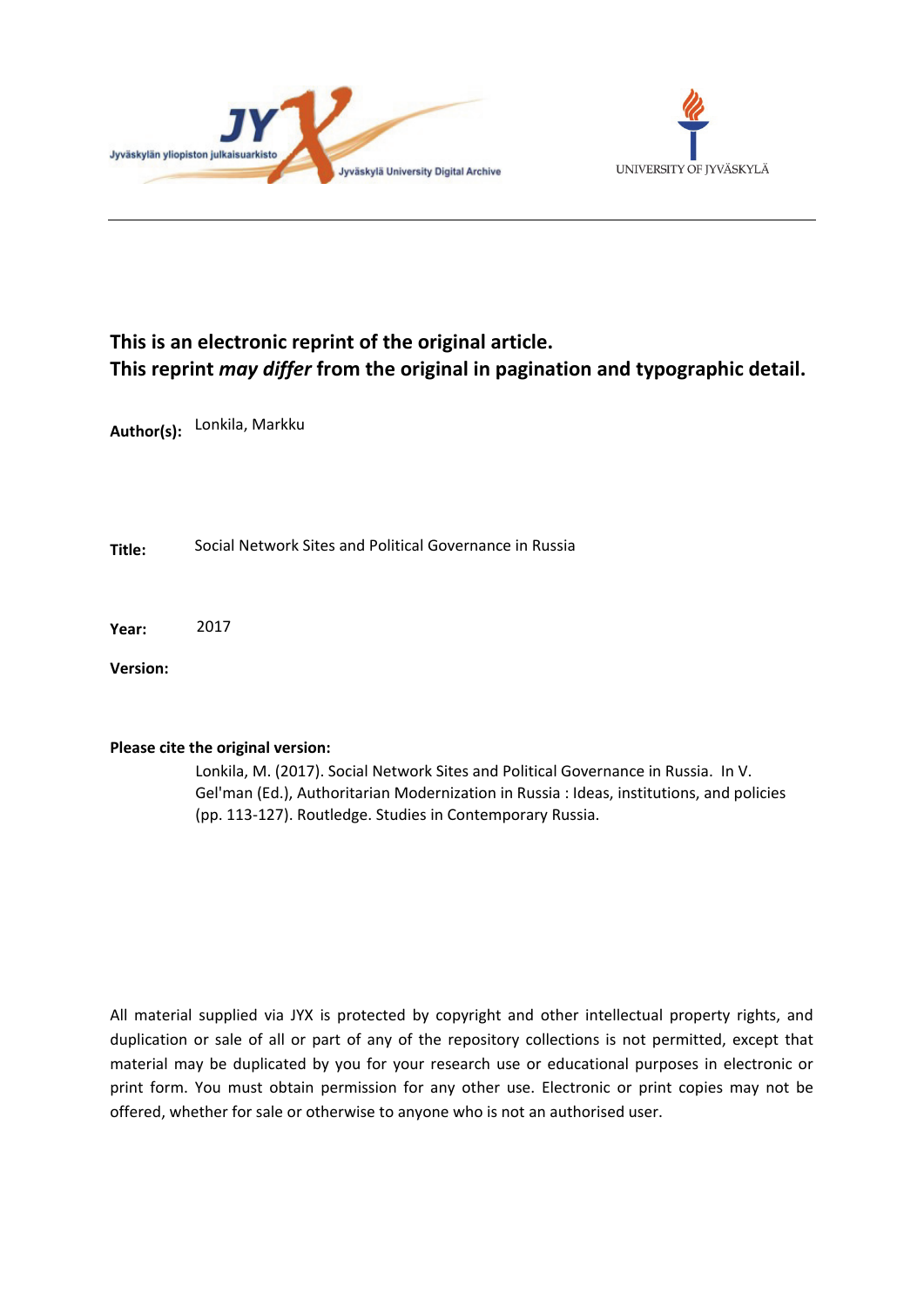Jyväskylän yliopiston julkaisuarkisto

Jyväskylä University Digital Archive

UNIVERSITY OF JYVÄSKYLÄ

**This is an electronic reprint of the original article.**
**This reprint *may differ* from the original in pagination and typographic detail.**

**Author(s):** Lonkila, Markku

**Title:** Social Network Sites and Political Governance in Russia

**Year:** 2017

**Version:**

**Please cite the original version:**

Lonkila, M. (2017). Social Network Sites and Political Governance in Russia. In V. Gel'man (Ed.), Authoritarian Modernization in Russia : Ideas, institutions, and policies (pp. 113-127). Routledge. Studies in Contemporary Russia.

All material supplied via JYX is protected by copyright and other intellectual property rights, and duplication or sale of all or part of any of the repository collections is not permitted, except that material may be duplicated by you for your research use or educational purposes in electronic or print form. You must obtain permission for any other use. Electronic or print copies may not be offered, whether for sale or otherwise to anyone who is not an authorised user.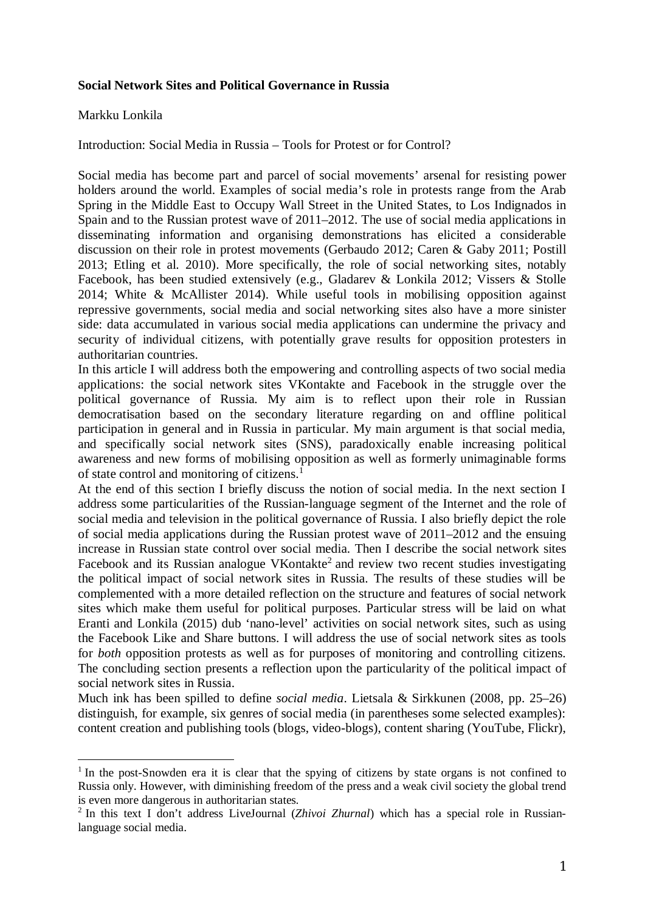**Social Network Sites and Political Governance in Russia**

Markku Lonkila

Introduction: Social Media in Russia – Tools for Protest or for Control?

Social media has become part and parcel of social movements' arsenal for resisting power holders around the world. Examples of social media's role in protests range from the Arab Spring in the Middle East to Occupy Wall Street in the United States, to Los Indignados in Spain and to the Russian protest wave of 2011–2012. The use of social media applications in disseminating information and organising demonstrations has elicited a considerable discussion on their role in protest movements (Gerbaudo 2012; Caren & Gaby 2011; Postill 2013; Etling et al. 2010). More specifically, the role of social networking sites, notably Facebook, has been studied extensively (e.g., Gladarev & Lonkila 2012; Vissers & Stolle 2014; White & McAllister 2014). While useful tools in mobilising opposition against repressive governments, social media and social networking sites also have a more sinister side: data accumulated in various social media applications can undermine the privacy and security of individual citizens, with potentially grave results for opposition protesters in authoritarian countries.

In this article I will address both the empowering and controlling aspects of two social media applications: the social network sites VKontakte and Facebook in the struggle over the political governance of Russia. My aim is to reflect upon their role in Russian democratisation based on the secondary literature regarding on and offline political participation in general and in Russia in particular. My main argument is that social media, and specifically social network sites (SNS), paradoxically enable increasing political awareness and new forms of mobilising opposition as well as formerly unimaginable forms of state control and monitoring of citizens.[1]

At the end of this section I briefly discuss the notion of social media. In the next section I address some particularities of the Russian-language segment of the Internet and the role of social media and television in the political governance of Russia. I also briefly depict the role of social media applications during the Russian protest wave of 2011–2012 and the ensuing increase in Russian state control over social media. Then I describe the social network sites Facebook and its Russian analogue VKontakte[2] and review two recent studies investigating the political impact of social network sites in Russia. The results of these studies will be complemented with a more detailed reflection on the structure and features of social network sites which make them useful for political purposes. Particular stress will be laid on what Eranti and Lonkila (2015) dub 'nano-level' activities on social network sites, such as using the Facebook Like and Share buttons. I will address the use of social network sites as tools for *both* opposition protests as well as for purposes of monitoring and controlling citizens. The concluding section presents a reflection upon the particularity of the political impact of social network sites in Russia.

Much ink has been spilled to define *social media*. Lietsala & Sirkkunen (2008, pp. 25–26) distinguish, for example, six genres of social media (in parentheses some selected examples): content creation and publishing tools (blogs, video-blogs), content sharing (YouTube, Flickr),

---

[1] In the post-Snowden era it is clear that the spying of citizens by state organs is not confined to Russia only. However, with diminishing freedom of the press and a weak civil society the global trend is even more dangerous in authoritarian states.

[2] In this text I don't address LiveJournal (*Zhivoi Zhurnal*) which has a special role in Russian-language social media.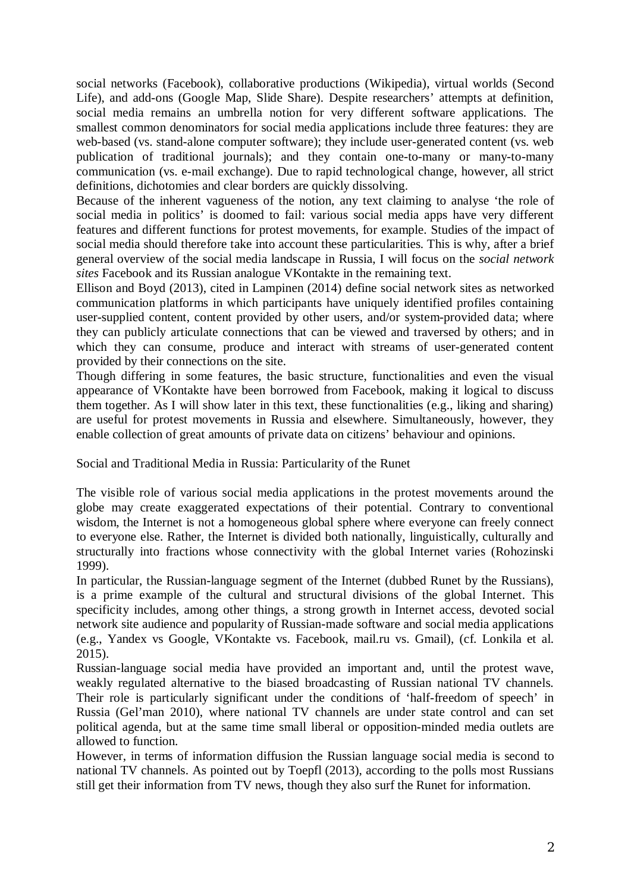social networks (Facebook), collaborative productions (Wikipedia), virtual worlds (Second Life), and add-ons (Google Map, Slide Share). Despite researchers' attempts at definition, social media remains an umbrella notion for very different software applications. The smallest common denominators for social media applications include three features: they are web-based (vs. stand-alone computer software); they include user-generated content (vs. web publication of traditional journals); and they contain one-to-many or many-to-many communication (vs. e-mail exchange). Due to rapid technological change, however, all strict definitions, dichotomies and clear borders are quickly dissolving.

Because of the inherent vagueness of the notion, any text claiming to analyse 'the role of social media in politics' is doomed to fail: various social media apps have very different features and different functions for protest movements, for example. Studies of the impact of social media should therefore take into account these particularities. This is why, after a brief general overview of the social media landscape in Russia, I will focus on the *social network sites* Facebook and its Russian analogue VKontakte in the remaining text.

Ellison and Boyd (2013), cited in Lampinen (2014) define social network sites as networked communication platforms in which participants have uniquely identified profiles containing user-supplied content, content provided by other users, and/or system-provided data; where they can publicly articulate connections that can be viewed and traversed by others; and in which they can consume, produce and interact with streams of user-generated content provided by their connections on the site.

Though differing in some features, the basic structure, functionalities and even the visual appearance of VKontakte have been borrowed from Facebook, making it logical to discuss them together. As I will show later in this text, these functionalities (e.g., liking and sharing) are useful for protest movements in Russia and elsewhere. Simultaneously, however, they enable collection of great amounts of private data on citizens' behaviour and opinions.

## Social and Traditional Media in Russia: Particularity of the Runet

The visible role of various social media applications in the protest movements around the globe may create exaggerated expectations of their potential. Contrary to conventional wisdom, the Internet is not a homogeneous global sphere where everyone can freely connect to everyone else. Rather, the Internet is divided both nationally, linguistically, culturally and structurally into fractions whose connectivity with the global Internet varies (Rohozinski 1999).

In particular, the Russian-language segment of the Internet (dubbed Runet by the Russians), is a prime example of the cultural and structural divisions of the global Internet. This specificity includes, among other things, a strong growth in Internet access, devoted social network site audience and popularity of Russian-made software and social media applications (e.g., Yandex vs Google, VKontakte vs. Facebook, mail.ru vs. Gmail), (cf. Lonkila et al. 2015).

Russian-language social media have provided an important and, until the protest wave, weakly regulated alternative to the biased broadcasting of Russian national TV channels. Their role is particularly significant under the conditions of 'half-freedom of speech' in Russia (Gel'man 2010), where national TV channels are under state control and can set political agenda, but at the same time small liberal or opposition-minded media outlets are allowed to function.

However, in terms of information diffusion the Russian language social media is second to national TV channels. As pointed out by Toepfl (2013), according to the polls most Russians still get their information from TV news, though they also surf the Runet for information.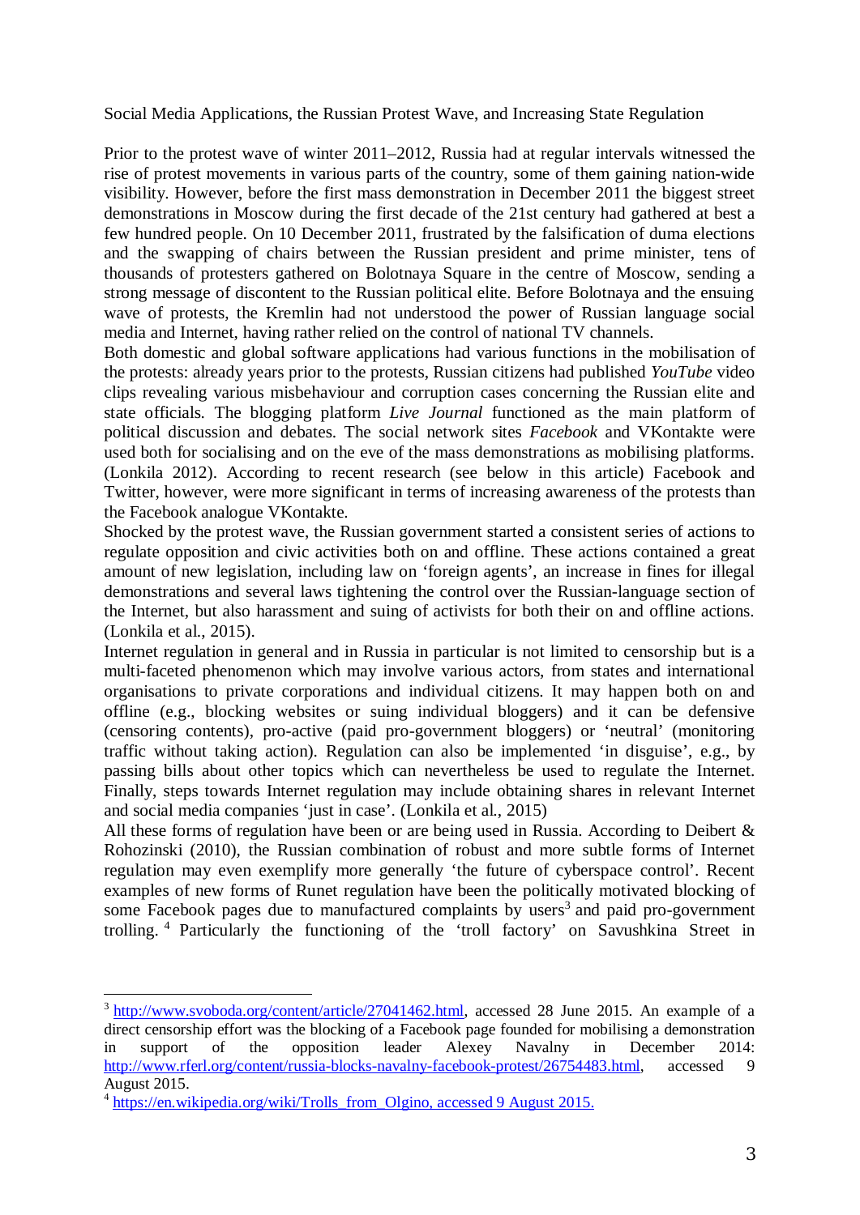Social Media Applications, the Russian Protest Wave, and Increasing State Regulation

Prior to the protest wave of winter 2011–2012, Russia had at regular intervals witnessed the rise of protest movements in various parts of the country, some of them gaining nation-wide visibility. However, before the first mass demonstration in December 2011 the biggest street demonstrations in Moscow during the first decade of the 21st century had gathered at best a few hundred people. On 10 December 2011, frustrated by the falsification of duma elections and the swapping of chairs between the Russian president and prime minister, tens of thousands of protesters gathered on Bolotnaya Square in the centre of Moscow, sending a strong message of discontent to the Russian political elite. Before Bolotnaya and the ensuing wave of protests, the Kremlin had not understood the power of Russian language social media and Internet, having rather relied on the control of national TV channels.

Both domestic and global software applications had various functions in the mobilisation of the protests: already years prior to the protests, Russian citizens had published *YouTube* video clips revealing various misbehaviour and corruption cases concerning the Russian elite and state officials. The blogging platform *Live Journal* functioned as the main platform of political discussion and debates. The social network sites *Facebook* and VKontakte were used both for socialising and on the eve of the mass demonstrations as mobilising platforms. (Lonkila 2012). According to recent research (see below in this article) Facebook and Twitter, however, were more significant in terms of increasing awareness of the protests than the Facebook analogue VKontakte.

Shocked by the protest wave, the Russian government started a consistent series of actions to regulate opposition and civic activities both on and offline. These actions contained a great amount of new legislation, including law on 'foreign agents', an increase in fines for illegal demonstrations and several laws tightening the control over the Russian-language section of the Internet, but also harassment and suing of activists for both their on and offline actions. (Lonkila et al., 2015).

Internet regulation in general and in Russia in particular is not limited to censorship but is a multi-faceted phenomenon which may involve various actors, from states and international organisations to private corporations and individual citizens. It may happen both on and offline (e.g., blocking websites or suing individual bloggers) and it can be defensive (censoring contents), pro-active (paid pro-government bloggers) or 'neutral' (monitoring traffic without taking action). Regulation can also be implemented 'in disguise', e.g., by passing bills about other topics which can nevertheless be used to regulate the Internet. Finally, steps towards Internet regulation may include obtaining shares in relevant Internet and social media companies 'just in case'. (Lonkila et al., 2015)

All these forms of regulation have been or are being used in Russia. According to Deibert & Rohozinski (2010), the Russian combination of robust and more subtle forms of Internet regulation may even exemplify more generally 'the future of cyberspace control'. Recent examples of new forms of Runet regulation have been the politically motivated blocking of some Facebook pages due to manufactured complaints by users[3] and paid pro-government trolling. [4] Particularly the functioning of the 'troll factory' on Savushkina Street in

---

[3] http://www.svoboda.org/content/article/27041462.html, accessed 28 June 2015. An example of a direct censorship effort was the blocking of a Facebook page founded for mobilising a demonstration in support of the opposition leader Alexey Navalny in December 2014: http://www.rferl.org/content/russia-blocks-navalny-facebook-protest/26754483.html, accessed 9 August 2015.

[4] https://en.wikipedia.org/wiki/Trolls_from_Olgino, accessed 9 August 2015.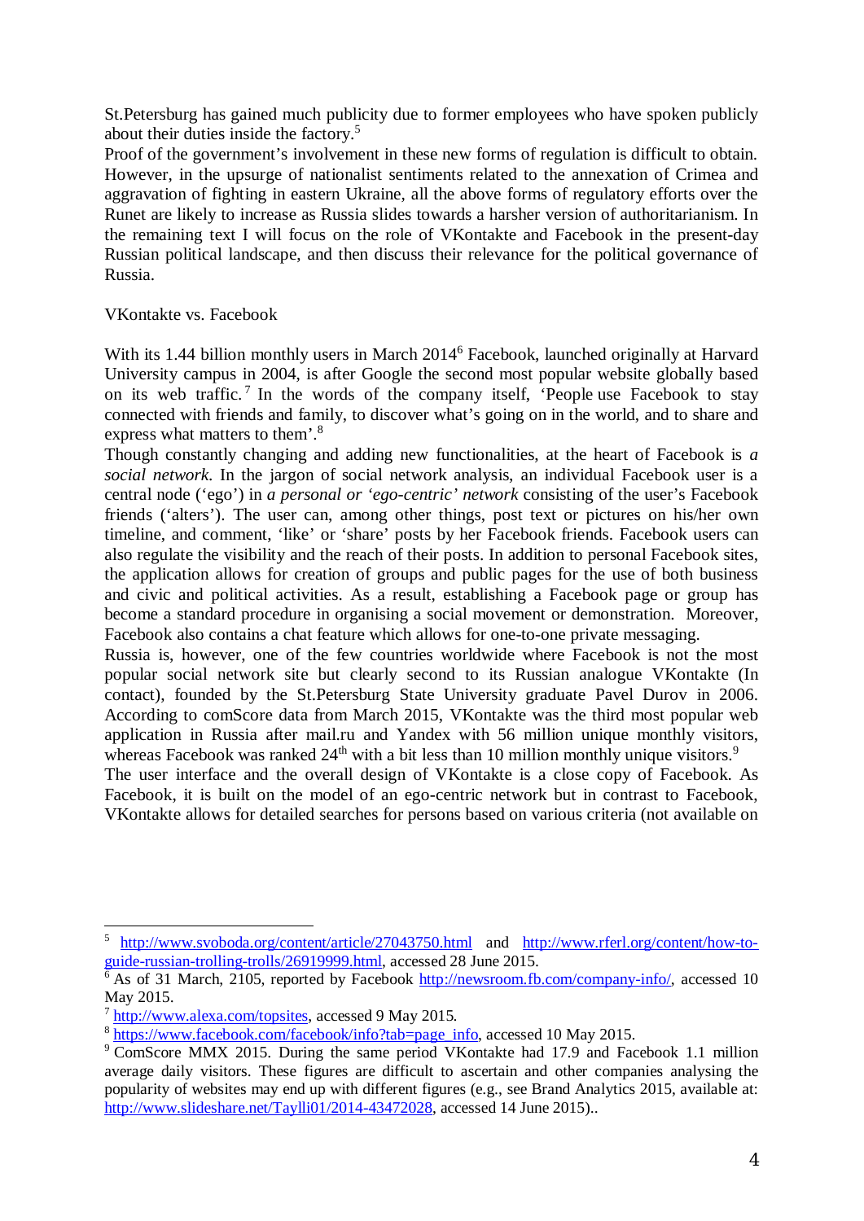St.Petersburg has gained much publicity due to former employees who have spoken publicly about their duties inside the factory.[5]

Proof of the government's involvement in these new forms of regulation is difficult to obtain. However, in the upsurge of nationalist sentiments related to the annexation of Crimea and aggravation of fighting in eastern Ukraine, all the above forms of regulatory efforts over the Runet are likely to increase as Russia slides towards a harsher version of authoritarianism. In the remaining text I will focus on the role of VKontakte and Facebook in the present-day Russian political landscape, and then discuss their relevance for the political governance of Russia.

## VKontakte vs. Facebook

With its 1.44 billion monthly users in March 2014[6] Facebook, launched originally at Harvard University campus in 2004, is after Google the second most popular website globally based on its web traffic.[7] In the words of the company itself, 'People use Facebook to stay connected with friends and family, to discover what's going on in the world, and to share and express what matters to them'.[8]

Though constantly changing and adding new functionalities, at the heart of Facebook is *a social network*. In the jargon of social network analysis, an individual Facebook user is a central node ('ego') in *a personal or 'ego-centric' network* consisting of the user's Facebook friends ('alters'). The user can, among other things, post text or pictures on his/her own timeline, and comment, 'like' or 'share' posts by her Facebook friends. Facebook users can also regulate the visibility and the reach of their posts. In addition to personal Facebook sites, the application allows for creation of groups and public pages for the use of both business and civic and political activities. As a result, establishing a Facebook page or group has become a standard procedure in organising a social movement or demonstration. Moreover, Facebook also contains a chat feature which allows for one-to-one private messaging.

Russia is, however, one of the few countries worldwide where Facebook is not the most popular social network site but clearly second to its Russian analogue VKontakte (In contact), founded by the St.Petersburg State University graduate Pavel Durov in 2006. According to comScore data from March 2015, VKontakte was the third most popular web application in Russia after mail.ru and Yandex with 56 million unique monthly visitors, whereas Facebook was ranked 24th with a bit less than 10 million monthly unique visitors.[9]

The user interface and the overall design of VKontakte is a close copy of Facebook. As Facebook, it is built on the model of an ego-centric network but in contrast to Facebook, VKontakte allows for detailed searches for persons based on various criteria (not available on

---

[5] http://www.svoboda.org/content/article/27043750.html and http://www.rferl.org/content/how-to-guide-russian-trolling-trolls/26919999.html, accessed 28 June 2015.

[6] As of 31 March, 2105, reported by Facebook http://newsroom.fb.com/company-info/, accessed 10 May 2015.

[7] http://www.alexa.com/topsites, accessed 9 May 2015.

[8] https://www.facebook.com/facebook/info?tab=page_info, accessed 10 May 2015.

[9] ComScore MMX 2015. During the same period VKontakte had 17.9 and Facebook 1.1 million average daily visitors. These figures are difficult to ascertain and other companies analysing the popularity of websites may end up with different figures (e.g., see Brand Analytics 2015, available at: http://www.slideshare.net/Taylli01/2014-43472028, accessed 14 June 2015)..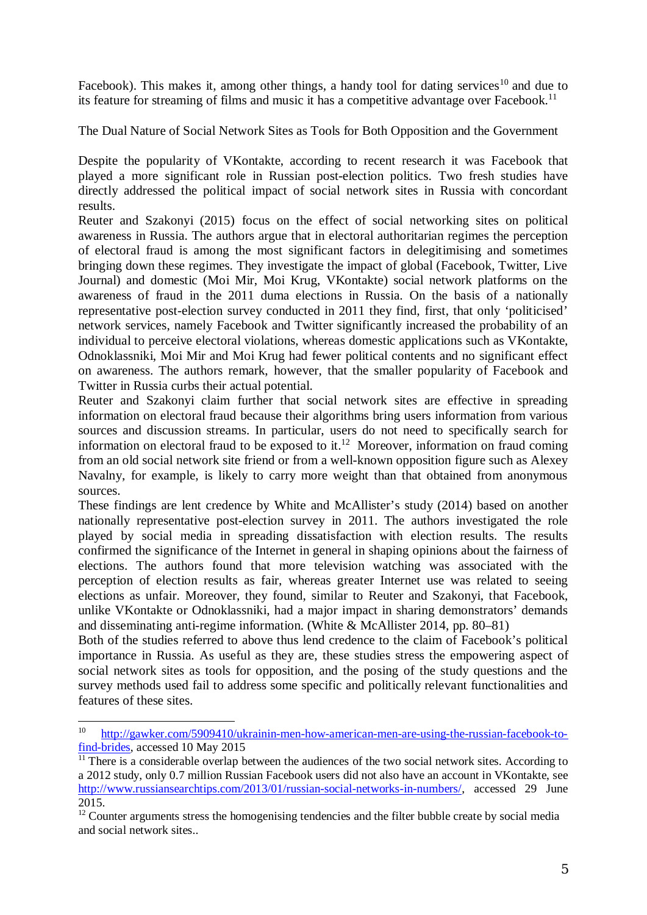Facebook). This makes it, among other things, a handy tool for dating services[10] and due to its feature for streaming of films and music it has a competitive advantage over Facebook.[11]

## The Dual Nature of Social Network Sites as Tools for Both Opposition and the Government

Despite the popularity of VKontakte, according to recent research it was Facebook that played a more significant role in Russian post-election politics. Two fresh studies have directly addressed the political impact of social network sites in Russia with concordant results.

Reuter and Szakonyi (2015) focus on the effect of social networking sites on political awareness in Russia. The authors argue that in electoral authoritarian regimes the perception of electoral fraud is among the most significant factors in delegitimising and sometimes bringing down these regimes. They investigate the impact of global (Facebook, Twitter, Live Journal) and domestic (Moi Mir, Moi Krug, VKontakte) social network platforms on the awareness of fraud in the 2011 duma elections in Russia. On the basis of a nationally representative post-election survey conducted in 2011 they find, first, that only 'politicised' network services, namely Facebook and Twitter significantly increased the probability of an individual to perceive electoral violations, whereas domestic applications such as VKontakte, Odnoklassniki, Moi Mir and Moi Krug had fewer political contents and no significant effect on awareness. The authors remark, however, that the smaller popularity of Facebook and Twitter in Russia curbs their actual potential.

Reuter and Szakonyi claim further that social network sites are effective in spreading information on electoral fraud because their algorithms bring users information from various sources and discussion streams. In particular, users do not need to specifically search for information on electoral fraud to be exposed to it.[12] Moreover, information on fraud coming from an old social network site friend or from a well-known opposition figure such as Alexey Navalny, for example, is likely to carry more weight than that obtained from anonymous sources.

These findings are lent credence by White and McAllister's study (2014) based on another nationally representative post-election survey in 2011. The authors investigated the role played by social media in spreading dissatisfaction with election results. The results confirmed the significance of the Internet in general in shaping opinions about the fairness of elections. The authors found that more television watching was associated with the perception of election results as fair, whereas greater Internet use was related to seeing elections as unfair. Moreover, they found, similar to Reuter and Szakonyi, that Facebook, unlike VKontakte or Odnoklassniki, had a major impact in sharing demonstrators' demands and disseminating anti-regime information. (White & McAllister 2014, pp. 80–81)

Both of the studies referred to above thus lend credence to the claim of Facebook's political importance in Russia. As useful as they are, these studies stress the empowering aspect of social network sites as tools for opposition, and the posing of the study questions and the survey methods used fail to address some specific and politically relevant functionalities and features of these sites.

---

[10] http://gawker.com/5909410/ukrainin-men-how-american-men-are-using-the-russian-facebook-to-find-brides, accessed 10 May 2015

[11] There is a considerable overlap between the audiences of the two social network sites. According to a 2012 study, only 0.7 million Russian Facebook users did not also have an account in VKontakte, see http://www.russiansearchtips.com/2013/01/russian-social-networks-in-numbers/, accessed 29 June 2015.

[12] Counter arguments stress the homogenising tendencies and the filter bubble create by social media and social network sites..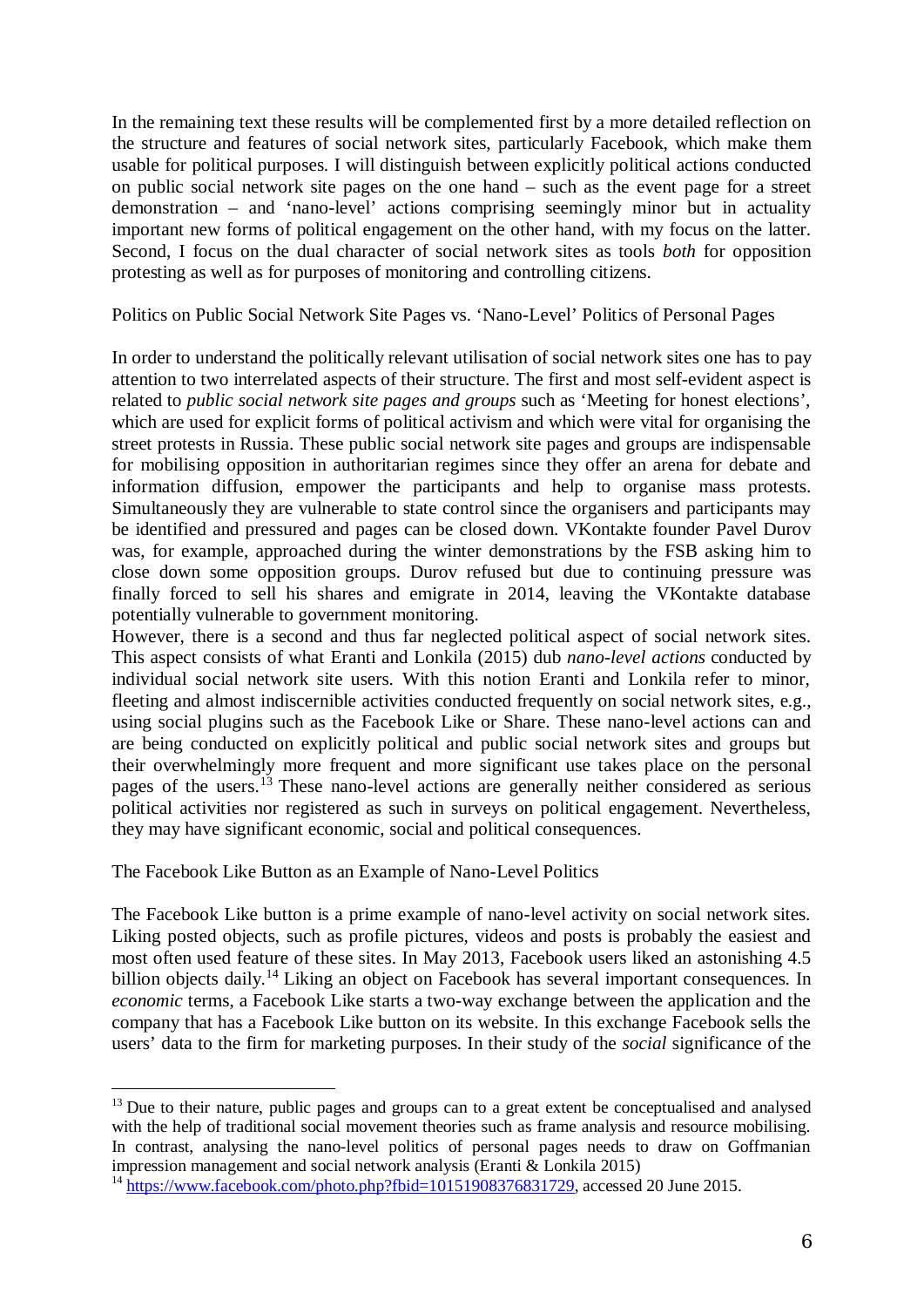In the remaining text these results will be complemented first by a more detailed reflection on the structure and features of social network sites, particularly Facebook, which make them usable for political purposes. I will distinguish between explicitly political actions conducted on public social network site pages on the one hand – such as the event page for a street demonstration – and 'nano-level' actions comprising seemingly minor but in actuality important new forms of political engagement on the other hand, with my focus on the latter. Second, I focus on the dual character of social network sites as tools *both* for opposition protesting as well as for purposes of monitoring and controlling citizens.

## Politics on Public Social Network Site Pages vs. 'Nano-Level' Politics of Personal Pages

In order to understand the politically relevant utilisation of social network sites one has to pay attention to two interrelated aspects of their structure. The first and most self-evident aspect is related to *public social network site pages and groups* such as 'Meeting for honest elections', which are used for explicit forms of political activism and which were vital for organising the street protests in Russia. These public social network site pages and groups are indispensable for mobilising opposition in authoritarian regimes since they offer an arena for debate and information diffusion, empower the participants and help to organise mass protests. Simultaneously they are vulnerable to state control since the organisers and participants may be identified and pressured and pages can be closed down. VKontakte founder Pavel Durov was, for example, approached during the winter demonstrations by the FSB asking him to close down some opposition groups. Durov refused but due to continuing pressure was finally forced to sell his shares and emigrate in 2014, leaving the VKontakte database potentially vulnerable to government monitoring.

However, there is a second and thus far neglected political aspect of social network sites. This aspect consists of what Eranti and Lonkila (2015) dub *nano-level actions* conducted by individual social network site users. With this notion Eranti and Lonkila refer to minor, fleeting and almost indiscernible activities conducted frequently on social network sites, e.g., using social plugins such as the Facebook Like or Share. These nano-level actions can and are being conducted on explicitly political and public social network sites and groups but their overwhelmingly more frequent and more significant use takes place on the personal pages of the users.[13] These nano-level actions are generally neither considered as serious political activities nor registered as such in surveys on political engagement. Nevertheless, they may have significant economic, social and political consequences.

## The Facebook Like Button as an Example of Nano-Level Politics

The Facebook Like button is a prime example of nano-level activity on social network sites. Liking posted objects, such as profile pictures, videos and posts is probably the easiest and most often used feature of these sites. In May 2013, Facebook users liked an astonishing 4.5 billion objects daily.[14] Liking an object on Facebook has several important consequences. In *economic* terms, a Facebook Like starts a two-way exchange between the application and the company that has a Facebook Like button on its website. In this exchange Facebook sells the users' data to the firm for marketing purposes. In their study of the *social* significance of the

---

[13] Due to their nature, public pages and groups can to a great extent be conceptualised and analysed with the help of traditional social movement theories such as frame analysis and resource mobilising. In contrast, analysing the nano-level politics of personal pages needs to draw on Goffmanian impression management and social network analysis (Eranti & Lonkila 2015)

[14] https://www.facebook.com/photo.php?fbid=10151908376831729, accessed 20 June 2015.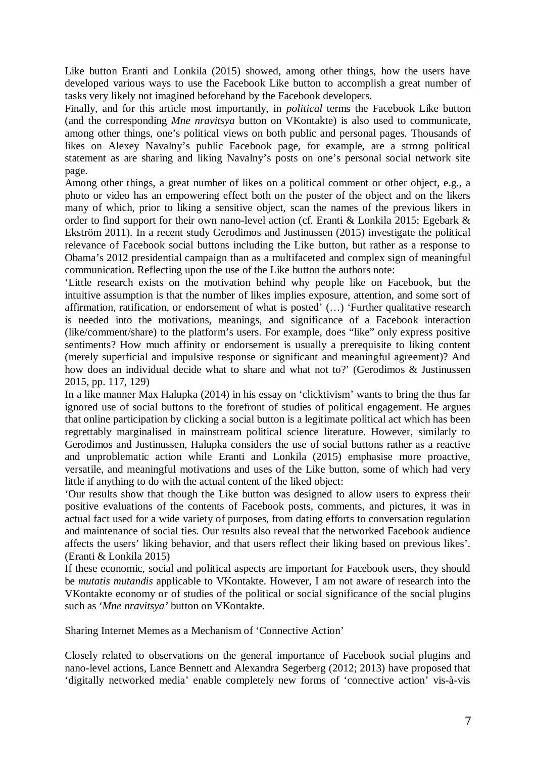Like button Eranti and Lonkila (2015) showed, among other things, how the users have developed various ways to use the Facebook Like button to accomplish a great number of tasks very likely not imagined beforehand by the Facebook developers.

Finally, and for this article most importantly, in *political* terms the Facebook Like button (and the corresponding *Mne nravitsya* button on VKontakte) is also used to communicate, among other things, one's political views on both public and personal pages. Thousands of likes on Alexey Navalny's public Facebook page, for example, are a strong political statement as are sharing and liking Navalny's posts on one's personal social network site page.

Among other things, a great number of likes on a political comment or other object, e.g., a photo or video has an empowering effect both on the poster of the object and on the likers many of which, prior to liking a sensitive object, scan the names of the previous likers in order to find support for their own nano-level action (cf. Eranti & Lonkila 2015; Egebark & Ekström 2011). In a recent study Gerodimos and Justinussen (2015) investigate the political relevance of Facebook social buttons including the Like button, but rather as a response to Obama's 2012 presidential campaign than as a multifaceted and complex sign of meaningful communication. Reflecting upon the use of the Like button the authors note:

'Little research exists on the motivation behind why people like on Facebook, but the intuitive assumption is that the number of likes implies exposure, attention, and some sort of affirmation, ratification, or endorsement of what is posted' (…) 'Further qualitative research is needed into the motivations, meanings, and significance of a Facebook interaction (like/comment/share) to the platform's users. For example, does "like" only express positive sentiments? How much affinity or endorsement is usually a prerequisite to liking content (merely superficial and impulsive response or significant and meaningful agreement)? And how does an individual decide what to share and what not to?' (Gerodimos & Justinussen 2015, pp. 117, 129)

In a like manner Max Halupka (2014) in his essay on 'clicktivism' wants to bring the thus far ignored use of social buttons to the forefront of studies of political engagement. He argues that online participation by clicking a social button is a legitimate political act which has been regrettably marginalised in mainstream political science literature. However, similarly to Gerodimos and Justinussen, Halupka considers the use of social buttons rather as a reactive and unproblematic action while Eranti and Lonkila (2015) emphasise more proactive, versatile, and meaningful motivations and uses of the Like button, some of which had very little if anything to do with the actual content of the liked object:

'Our results show that though the Like button was designed to allow users to express their positive evaluations of the contents of Facebook posts, comments, and pictures, it was in actual fact used for a wide variety of purposes, from dating efforts to conversation regulation and maintenance of social ties. Our results also reveal that the networked Facebook audience affects the users' liking behavior, and that users reflect their liking based on previous likes'. (Eranti & Lonkila 2015)

If these economic, social and political aspects are important for Facebook users, they should be *mutatis mutandis* applicable to VKontakte. However, I am not aware of research into the VKontakte economy or of studies of the political or social significance of the social plugins such as '*Mne nravitsya'* button on VKontakte.

## Sharing Internet Memes as a Mechanism of 'Connective Action'

Closely related to observations on the general importance of Facebook social plugins and nano-level actions, Lance Bennett and Alexandra Segerberg (2012; 2013) have proposed that 'digitally networked media' enable completely new forms of 'connective action' vis-à-vis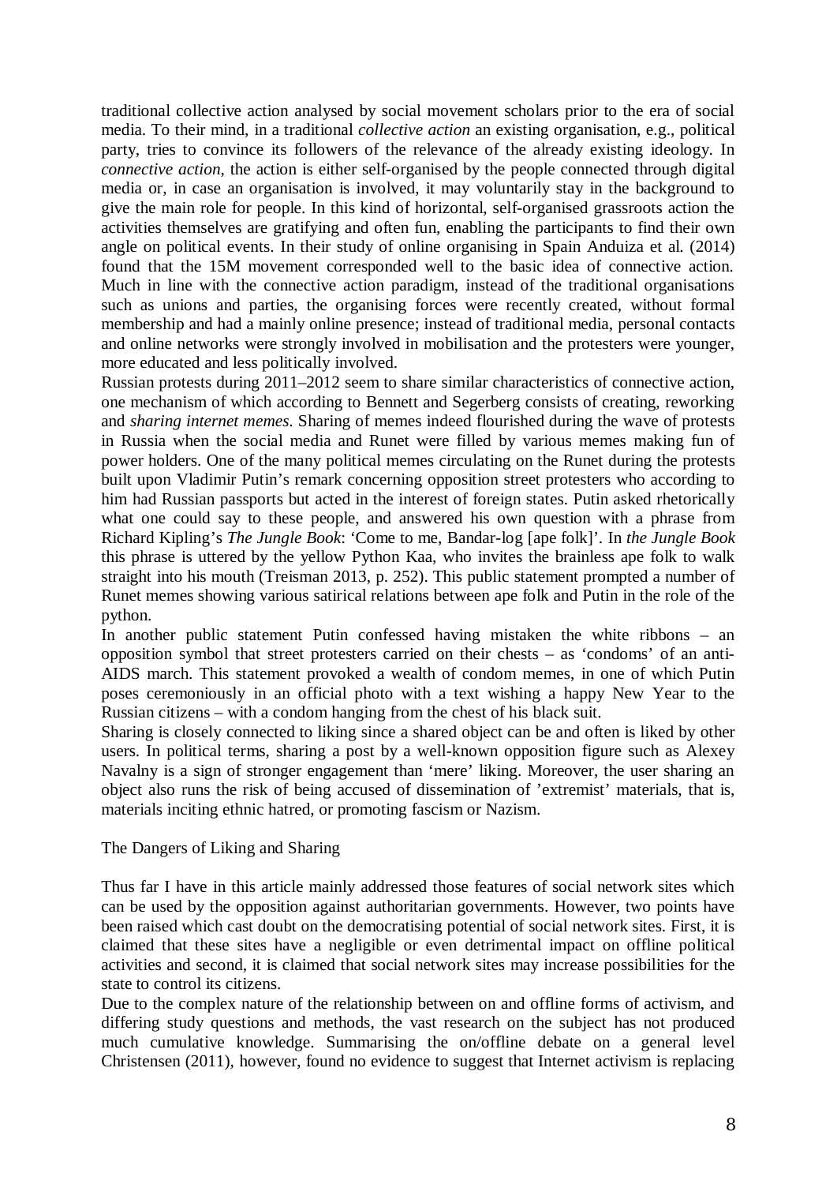traditional collective action analysed by social movement scholars prior to the era of social media. To their mind, in a traditional *collective action* an existing organisation, e.g., political party, tries to convince its followers of the relevance of the already existing ideology. In *connective action*, the action is either self-organised by the people connected through digital media or, in case an organisation is involved, it may voluntarily stay in the background to give the main role for people. In this kind of horizontal, self-organised grassroots action the activities themselves are gratifying and often fun, enabling the participants to find their own angle on political events. In their study of online organising in Spain Anduiza et al. (2014) found that the 15M movement corresponded well to the basic idea of connective action. Much in line with the connective action paradigm, instead of the traditional organisations such as unions and parties, the organising forces were recently created, without formal membership and had a mainly online presence; instead of traditional media, personal contacts and online networks were strongly involved in mobilisation and the protesters were younger, more educated and less politically involved.

Russian protests during 2011–2012 seem to share similar characteristics of connective action, one mechanism of which according to Bennett and Segerberg consists of creating, reworking and *sharing internet memes*. Sharing of memes indeed flourished during the wave of protests in Russia when the social media and Runet were filled by various memes making fun of power holders. One of the many political memes circulating on the Runet during the protests built upon Vladimir Putin's remark concerning opposition street protesters who according to him had Russian passports but acted in the interest of foreign states. Putin asked rhetorically what one could say to these people, and answered his own question with a phrase from Richard Kipling's *The Jungle Book*: 'Come to me, Bandar-log [ape folk]'. In *the Jungle Book* this phrase is uttered by the yellow Python Kaa, who invites the brainless ape folk to walk straight into his mouth (Treisman 2013, p. 252). This public statement prompted a number of Runet memes showing various satirical relations between ape folk and Putin in the role of the python.

In another public statement Putin confessed having mistaken the white ribbons – an opposition symbol that street protesters carried on their chests – as 'condoms' of an anti-AIDS march. This statement provoked a wealth of condom memes, in one of which Putin poses ceremoniously in an official photo with a text wishing a happy New Year to the Russian citizens – with a condom hanging from the chest of his black suit.

Sharing is closely connected to liking since a shared object can be and often is liked by other users. In political terms, sharing a post by a well-known opposition figure such as Alexey Navalny is a sign of stronger engagement than 'mere' liking. Moreover, the user sharing an object also runs the risk of being accused of dissemination of 'extremist' materials, that is, materials inciting ethnic hatred, or promoting fascism or Nazism.

## The Dangers of Liking and Sharing

Thus far I have in this article mainly addressed those features of social network sites which can be used by the opposition against authoritarian governments. However, two points have been raised which cast doubt on the democratising potential of social network sites. First, it is claimed that these sites have a negligible or even detrimental impact on offline political activities and second, it is claimed that social network sites may increase possibilities for the state to control its citizens.

Due to the complex nature of the relationship between on and offline forms of activism, and differing study questions and methods, the vast research on the subject has not produced much cumulative knowledge. Summarising the on/offline debate on a general level Christensen (2011), however, found no evidence to suggest that Internet activism is replacing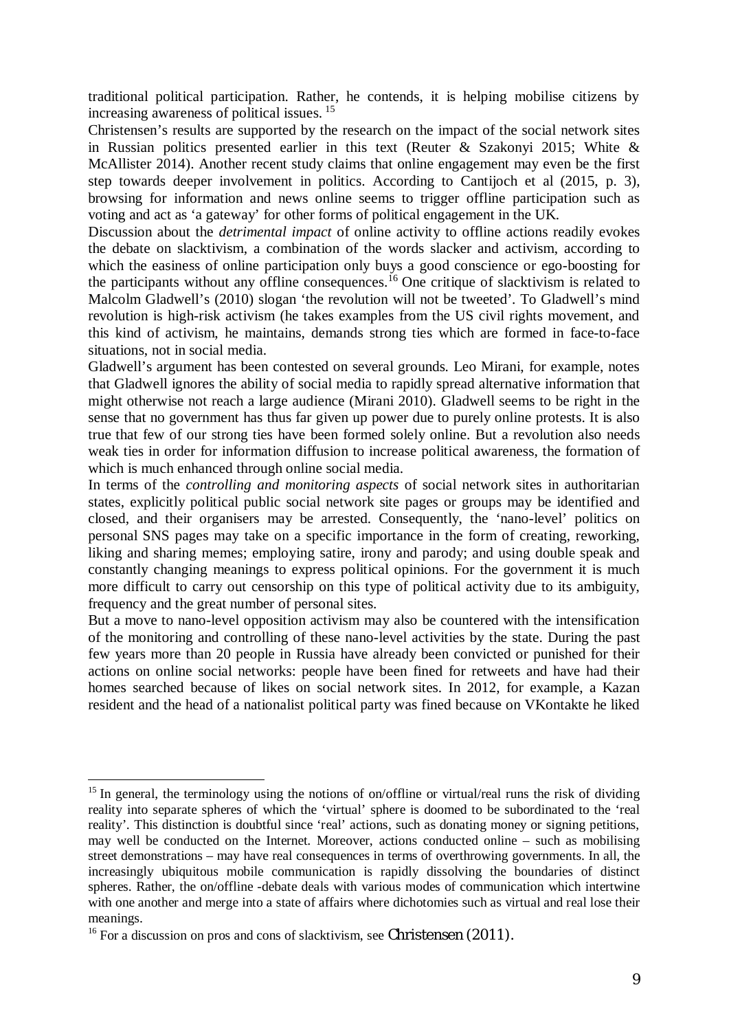traditional political participation. Rather, he contends, it is helping mobilise citizens by increasing awareness of political issues. [15]

Christensen's results are supported by the research on the impact of the social network sites in Russian politics presented earlier in this text (Reuter & Szakonyi 2015; White & McAllister 2014). Another recent study claims that online engagement may even be the first step towards deeper involvement in politics. According to Cantijoch et al (2015, p. 3), browsing for information and news online seems to trigger offline participation such as voting and act as 'a gateway' for other forms of political engagement in the UK.

Discussion about the *detrimental impact* of online activity to offline actions readily evokes the debate on slacktivism, a combination of the words slacker and activism, according to which the easiness of online participation only buys a good conscience or ego-boosting for the participants without any offline consequences.[16] One critique of slacktivism is related to Malcolm Gladwell's (2010) slogan 'the revolution will not be tweeted'. To Gladwell's mind revolution is high-risk activism (he takes examples from the US civil rights movement, and this kind of activism, he maintains, demands strong ties which are formed in face-to-face situations, not in social media.

Gladwell's argument has been contested on several grounds. Leo Mirani, for example, notes that Gladwell ignores the ability of social media to rapidly spread alternative information that might otherwise not reach a large audience (Mirani 2010). Gladwell seems to be right in the sense that no government has thus far given up power due to purely online protests. It is also true that few of our strong ties have been formed solely online. But a revolution also needs weak ties in order for information diffusion to increase political awareness, the formation of which is much enhanced through online social media.

In terms of the *controlling and monitoring aspects* of social network sites in authoritarian states, explicitly political public social network site pages or groups may be identified and closed, and their organisers may be arrested. Consequently, the 'nano-level' politics on personal SNS pages may take on a specific importance in the form of creating, reworking, liking and sharing memes; employing satire, irony and parody; and using double speak and constantly changing meanings to express political opinions. For the government it is much more difficult to carry out censorship on this type of political activity due to its ambiguity, frequency and the great number of personal sites.

But a move to nano-level opposition activism may also be countered with the intensification of the monitoring and controlling of these nano-level activities by the state. During the past few years more than 20 people in Russia have already been convicted or punished for their actions on online social networks: people have been fined for retweets and have had their homes searched because of likes on social network sites. In 2012, for example, a Kazan resident and the head of a nationalist political party was fined because on VKontakte he liked

---

[15] In general, the terminology using the notions of on/offline or virtual/real runs the risk of dividing reality into separate spheres of which the 'virtual' sphere is doomed to be subordinated to the 'real reality'. This distinction is doubtful since 'real' actions, such as donating money or signing petitions, may well be conducted on the Internet. Moreover, actions conducted online – such as mobilising street demonstrations – may have real consequences in terms of overthrowing governments. In all, the increasingly ubiquitous mobile communication is rapidly dissolving the boundaries of distinct spheres. Rather, the on/offline -debate deals with various modes of communication which intertwine with one another and merge into a state of affairs where dichotomies such as virtual and real lose their meanings.

[16] For a discussion on pros and cons of slacktivism, see Christensen (2011).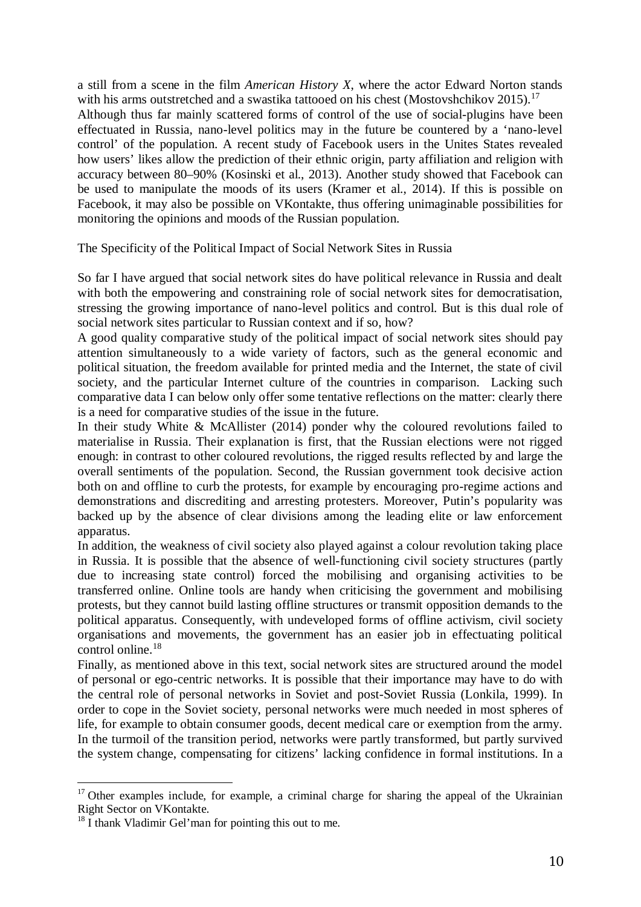a still from a scene in the film *American History X*, where the actor Edward Norton stands with his arms outstretched and a swastika tattooed on his chest (Mostovshchikov 2015).[17]

Although thus far mainly scattered forms of control of the use of social-plugins have been effectuated in Russia, nano-level politics may in the future be countered by a 'nano-level control' of the population. A recent study of Facebook users in the Unites States revealed how users' likes allow the prediction of their ethnic origin, party affiliation and religion with accuracy between 80–90% (Kosinski et al., 2013). Another study showed that Facebook can be used to manipulate the moods of its users (Kramer et al., 2014). If this is possible on Facebook, it may also be possible on VKontakte, thus offering unimaginable possibilities for monitoring the opinions and moods of the Russian population.

## The Specificity of the Political Impact of Social Network Sites in Russia

So far I have argued that social network sites do have political relevance in Russia and dealt with both the empowering and constraining role of social network sites for democratisation, stressing the growing importance of nano-level politics and control. But is this dual role of social network sites particular to Russian context and if so, how?

A good quality comparative study of the political impact of social network sites should pay attention simultaneously to a wide variety of factors, such as the general economic and political situation, the freedom available for printed media and the Internet, the state of civil society, and the particular Internet culture of the countries in comparison. Lacking such comparative data I can below only offer some tentative reflections on the matter: clearly there is a need for comparative studies of the issue in the future.

In their study White & McAllister (2014) ponder why the coloured revolutions failed to materialise in Russia. Their explanation is first, that the Russian elections were not rigged enough: in contrast to other coloured revolutions, the rigged results reflected by and large the overall sentiments of the population. Second, the Russian government took decisive action both on and offline to curb the protests, for example by encouraging pro-regime actions and demonstrations and discrediting and arresting protesters. Moreover, Putin's popularity was backed up by the absence of clear divisions among the leading elite or law enforcement apparatus.

In addition, the weakness of civil society also played against a colour revolution taking place in Russia. It is possible that the absence of well-functioning civil society structures (partly due to increasing state control) forced the mobilising and organising activities to be transferred online. Online tools are handy when criticising the government and mobilising protests, but they cannot build lasting offline structures or transmit opposition demands to the political apparatus. Consequently, with undeveloped forms of offline activism, civil society organisations and movements, the government has an easier job in effectuating political control online.[18]

Finally, as mentioned above in this text, social network sites are structured around the model of personal or ego-centric networks. It is possible that their importance may have to do with the central role of personal networks in Soviet and post-Soviet Russia (Lonkila, 1999). In order to cope in the Soviet society, personal networks were much needed in most spheres of life, for example to obtain consumer goods, decent medical care or exemption from the army. In the turmoil of the transition period, networks were partly transformed, but partly survived the system change, compensating for citizens' lacking confidence in formal institutions. In a

---

[17] Other examples include, for example, a criminal charge for sharing the appeal of the Ukrainian Right Sector on VKontakte.

[18] I thank Vladimir Gel'man for pointing this out to me.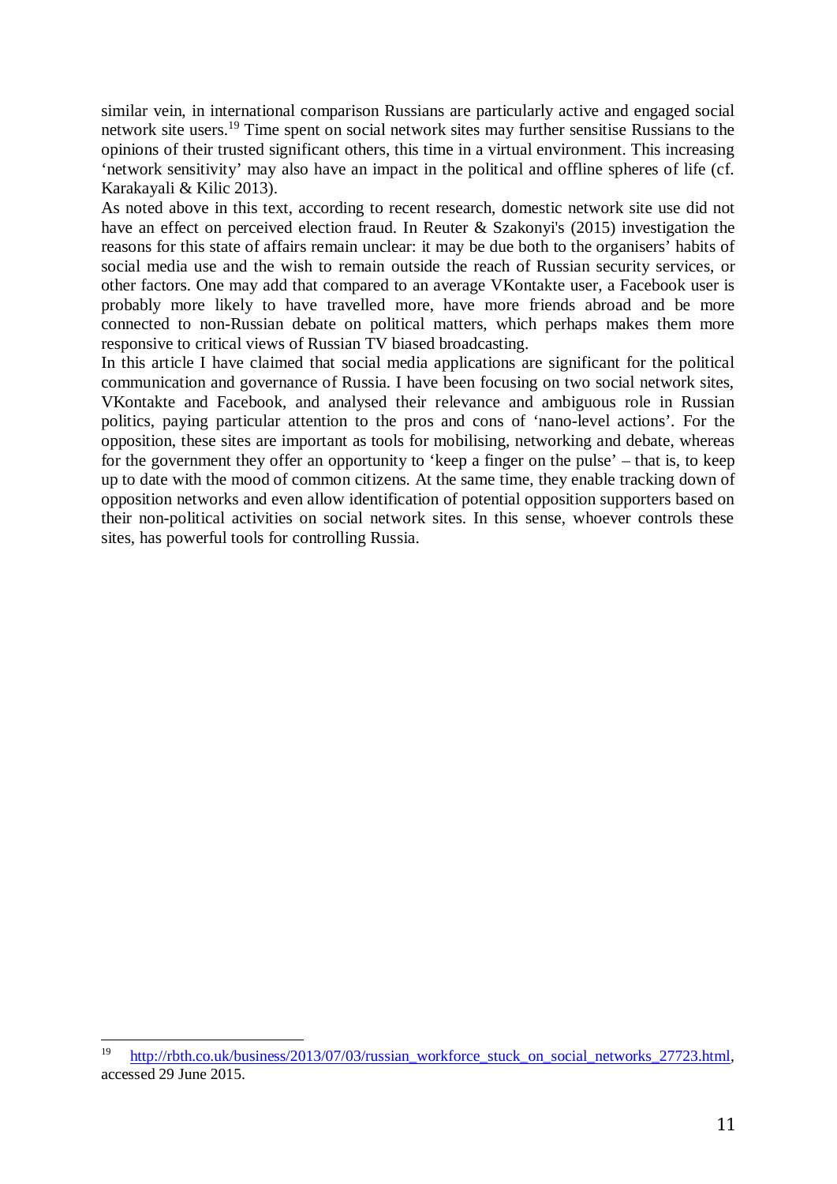similar vein, in international comparison Russians are particularly active and engaged social network site users.[19] Time spent on social network sites may further sensitise Russians to the opinions of their trusted significant others, this time in a virtual environment. This increasing 'network sensitivity' may also have an impact in the political and offline spheres of life (cf. Karakayali & Kilic 2013).

As noted above in this text, according to recent research, domestic network site use did not have an effect on perceived election fraud. In Reuter & Szakonyi's (2015) investigation the reasons for this state of affairs remain unclear: it may be due both to the organisers' habits of social media use and the wish to remain outside the reach of Russian security services, or other factors. One may add that compared to an average VKontakte user, a Facebook user is probably more likely to have travelled more, have more friends abroad and be more connected to non-Russian debate on political matters, which perhaps makes them more responsive to critical views of Russian TV biased broadcasting.

In this article I have claimed that social media applications are significant for the political communication and governance of Russia. I have been focusing on two social network sites, VKontakte and Facebook, and analysed their relevance and ambiguous role in Russian politics, paying particular attention to the pros and cons of 'nano-level actions'. For the opposition, these sites are important as tools for mobilising, networking and debate, whereas for the government they offer an opportunity to 'keep a finger on the pulse' – that is, to keep up to date with the mood of common citizens. At the same time, they enable tracking down of opposition networks and even allow identification of potential opposition supporters based on their non-political activities on social network sites. In this sense, whoever controls these sites, has powerful tools for controlling Russia.

---

[19] http://rbth.co.uk/business/2013/07/03/russian_workforce_stuck_on_social_networks_27723.html, accessed 29 June 2015.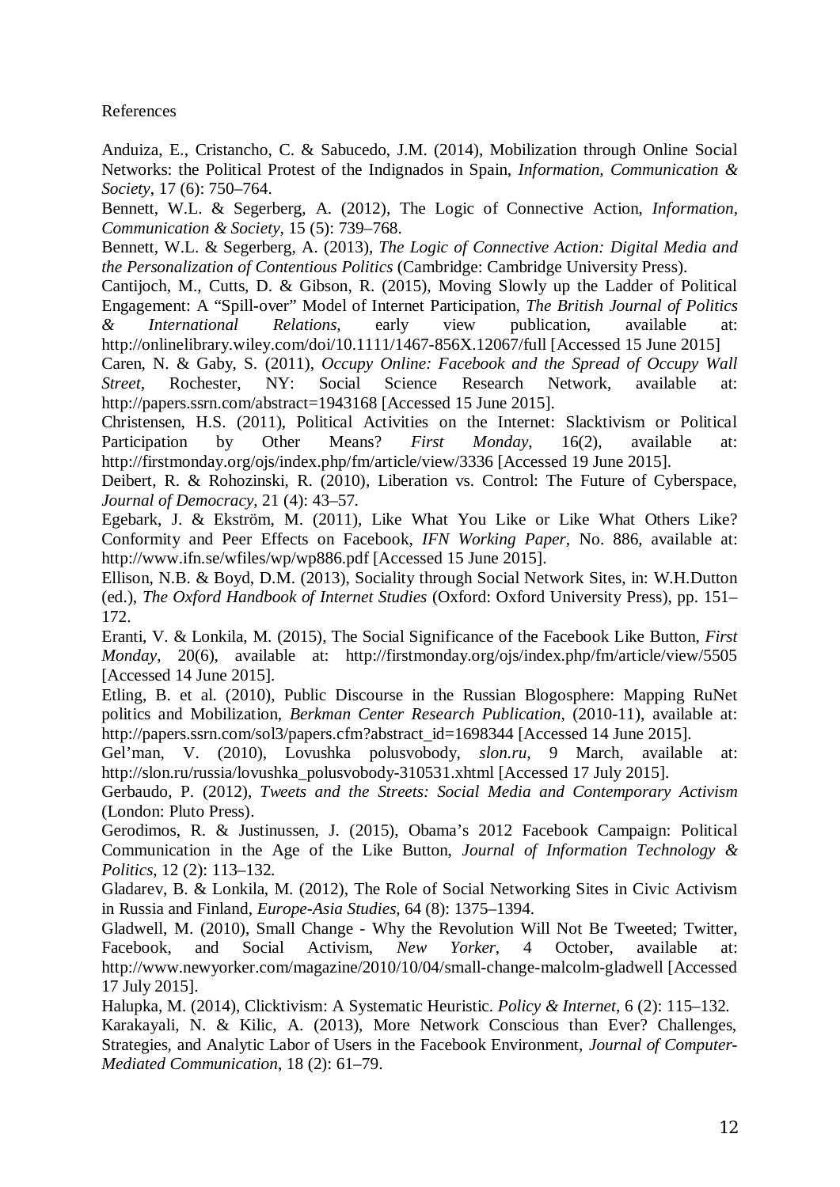References

Anduiza, E., Cristancho, C. & Sabucedo, J.M. (2014), Mobilization through Online Social Networks: the Political Protest of the Indignados in Spain, *Information, Communication & Society*, 17 (6): 750–764.

Bennett, W.L. & Segerberg, A. (2012), The Logic of Connective Action, *Information, Communication & Society*, 15 (5): 739–768.

Bennett, W.L. & Segerberg, A. (2013), *The Logic of Connective Action: Digital Media and the Personalization of Contentious Politics* (Cambridge: Cambridge University Press).

Cantijoch, M., Cutts, D. & Gibson, R. (2015), Moving Slowly up the Ladder of Political Engagement: A "Spill-over" Model of Internet Participation, *The British Journal of Politics & International Relations*, early view publication, available at: http://onlinelibrary.wiley.com/doi/10.1111/1467-856X.12067/full [Accessed 15 June 2015]

Caren, N. & Gaby, S. (2011), *Occupy Online: Facebook and the Spread of Occupy Wall Street*, Rochester, NY: Social Science Research Network, available at: http://papers.ssrn.com/abstract=1943168 [Accessed 15 June 2015].

Christensen, H.S. (2011), Political Activities on the Internet: Slacktivism or Political Participation by Other Means? *First Monday*, 16(2), available at: http://firstmonday.org/ojs/index.php/fm/article/view/3336 [Accessed 19 June 2015].

Deibert, R. & Rohozinski, R. (2010), Liberation vs. Control: The Future of Cyberspace, *Journal of Democracy*, 21 (4): 43–57.

Egebark, J. & Ekström, M. (2011), Like What You Like or Like What Others Like? Conformity and Peer Effects on Facebook, *IFN Working Paper*, No. 886, available at: http://www.ifn.se/wfiles/wp/wp886.pdf [Accessed 15 June 2015].

Ellison, N.B. & Boyd, D.M. (2013), Sociality through Social Network Sites, in: W.H.Dutton (ed.), *The Oxford Handbook of Internet Studies* (Oxford: Oxford University Press), pp. 151–172.

Eranti, V. & Lonkila, M. (2015), The Social Significance of the Facebook Like Button, *First Monday*, 20(6), available at: http://firstmonday.org/ojs/index.php/fm/article/view/5505 [Accessed 14 June 2015].

Etling, B. et al. (2010), Public Discourse in the Russian Blogosphere: Mapping RuNet politics and Mobilization, *Berkman Center Research Publication*, (2010-11), available at: http://papers.ssrn.com/sol3/papers.cfm?abstract_id=1698344 [Accessed 14 June 2015].

Gel'man, V. (2010), Lovushka polusvobody, *slon.ru*, 9 March, available at: http://slon.ru/russia/lovushka_polusvobody-310531.xhtml [Accessed 17 July 2015].

Gerbaudo, P. (2012), *Tweets and the Streets: Social Media and Contemporary Activism* (London: Pluto Press).

Gerodimos, R. & Justinussen, J. (2015), Obama's 2012 Facebook Campaign: Political Communication in the Age of the Like Button, *Journal of Information Technology & Politics*, 12 (2): 113–132.

Gladarev, B. & Lonkila, M. (2012), The Role of Social Networking Sites in Civic Activism in Russia and Finland, *Europe-Asia Studies*, 64 (8): 1375–1394.

Gladwell, M. (2010), Small Change - Why the Revolution Will Not Be Tweeted; Twitter, Facebook, and Social Activism, *New Yorker*, 4 October, available at: http://www.newyorker.com/magazine/2010/10/04/small-change-malcolm-gladwell [Accessed 17 July 2015].

Halupka, M. (2014), Clicktivism: A Systematic Heuristic. *Policy & Internet*, 6 (2): 115–132.

Karakayali, N. & Kilic, A. (2013), More Network Conscious than Ever? Challenges, Strategies, and Analytic Labor of Users in the Facebook Environment, *Journal of Computer-Mediated Communication*, 18 (2): 61–79.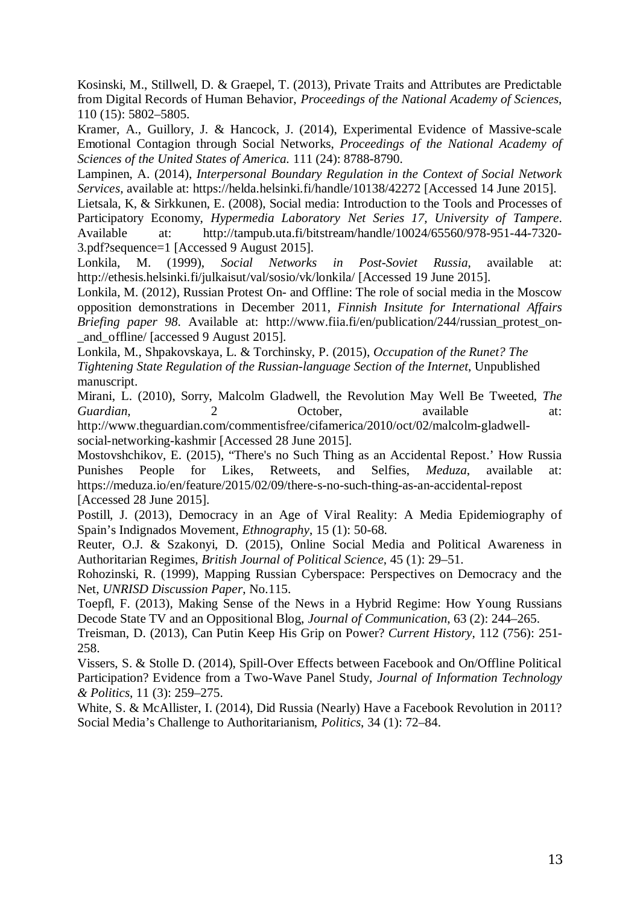Kosinski, M., Stillwell, D. & Graepel, T. (2013), Private Traits and Attributes are Predictable from Digital Records of Human Behavior, *Proceedings of the National Academy of Sciences*, 110 (15): 5802–5805.

Kramer, A., Guillory, J. & Hancock, J. (2014), Experimental Evidence of Massive-scale Emotional Contagion through Social Networks, *Proceedings of the National Academy of Sciences of the United States of America.* 111 (24): 8788-8790.

Lampinen, A. (2014), *Interpersonal Boundary Regulation in the Context of Social Network Services*, available at: https://helda.helsinki.fi/handle/10138/42272 [Accessed 14 June 2015].

Lietsala, K, & Sirkkunen, E. (2008), Social media: Introduction to the Tools and Processes of Participatory Economy, *Hypermedia Laboratory Net Series 17, University of Tampere*. Available at: http://tampub.uta.fi/bitstream/handle/10024/65560/978-951-44-7320-3.pdf?sequence=1 [Accessed 9 August 2015].

Lonkila, M. (1999), *Social Networks in Post-Soviet Russia*, available at: http://ethesis.helsinki.fi/julkaisut/val/sosio/vk/lonkila/ [Accessed 19 June 2015].

Lonkila, M. (2012), Russian Protest On- and Offline: The role of social media in the Moscow opposition demonstrations in December 2011, *Finnish Insitute for International Affairs Briefing paper 98*. Available at: http://www.fiia.fi/en/publication/244/russian_protest_on-_and_offline/ [accessed 9 August 2015].

Lonkila, M., Shpakovskaya, L. & Torchinsky, P. (2015), *Occupation of the Runet? The Tightening State Regulation of the Russian-language Section of the Internet*, Unpublished manuscript.

Mirani, L. (2010), Sorry, Malcolm Gladwell, the Revolution May Well Be Tweeted, *The Guardian*, 2 October, available at: http://www.theguardian.com/commentisfree/cifamerica/2010/oct/02/malcolm-gladwell-social-networking-kashmir [Accessed 28 June 2015].

Mostovshchikov, E. (2015), "There's no Such Thing as an Accidental Repost.' How Russia Punishes People for Likes, Retweets, and Selfies, *Meduza*, available at: https://meduza.io/en/feature/2015/02/09/there-s-no-such-thing-as-an-accidental-repost [Accessed 28 June 2015].

Postill, J. (2013), Democracy in an Age of Viral Reality: A Media Epidemiography of Spain's Indignados Movement, *Ethnography*, 15 (1): 50-68.

Reuter, O.J. & Szakonyi, D. (2015), Online Social Media and Political Awareness in Authoritarian Regimes, *British Journal of Political Science*, 45 (1): 29–51.

Rohozinski, R. (1999), Mapping Russian Cyberspace: Perspectives on Democracy and the Net, *UNRISD Discussion Paper*, No.115.

Toepfl, F. (2013), Making Sense of the News in a Hybrid Regime: How Young Russians Decode State TV and an Oppositional Blog, *Journal of Communication*, 63 (2): 244–265.

Treisman, D. (2013), Can Putin Keep His Grip on Power? *Current History*, 112 (756): 251-258.

Vissers, S. & Stolle D. (2014), Spill-Over Effects between Facebook and On/Offline Political Participation? Evidence from a Two-Wave Panel Study, *Journal of Information Technology & Politics*, 11 (3): 259–275.

White, S. & McAllister, I. (2014), Did Russia (Nearly) Have a Facebook Revolution in 2011? Social Media's Challenge to Authoritarianism, *Politics*, 34 (1): 72–84.